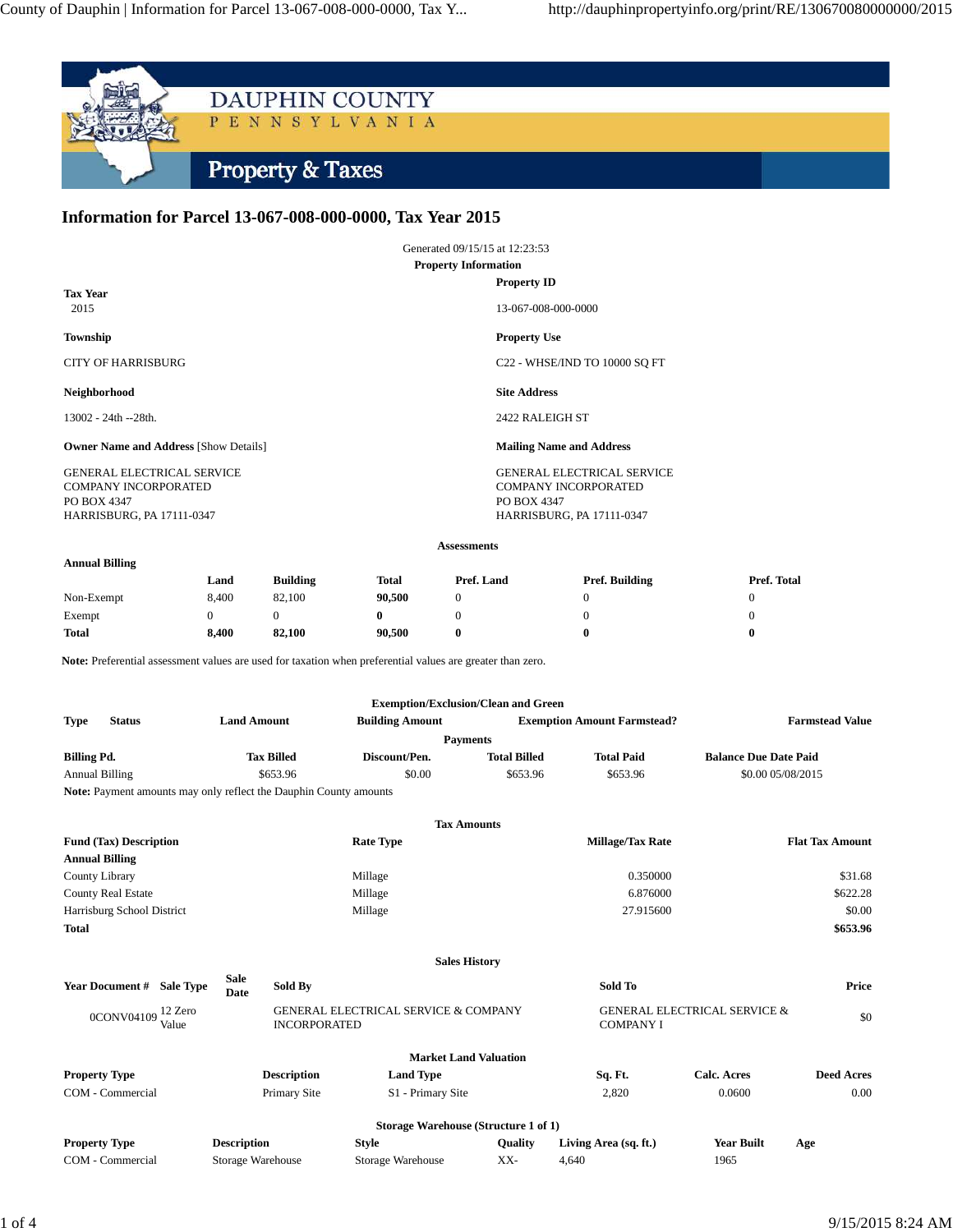# DAUPHIN COUNTY
P E N N S Y L V A N I A

## Property & Taxes

## Information for Parcel 13-067-008-000-0000, Tax Year 2015

Generated 09/15/15 at 12:23:53

### Property Information

**Tax Year**
2015

**Property ID**
13-067-008-000-0000

**Township**
CITY OF HARRISBURG

**Property Use**
C22 - WHSE/IND TO 10000 SQ FT

**Neighborhood**
13002 - 24th --28th.

**Site Address**
2422 RALEIGH ST

**Owner Name and Address** [Show Details]

GENERAL ELECTRICAL SERVICE
COMPANY INCORPORATED
PO BOX 4347
HARRISBURG, PA 17111-0347

**Mailing Name and Address**

GENERAL ELECTRICAL SERVICE
COMPANY INCORPORATED
PO BOX 4347
HARRISBURG, PA 17111-0347

### Assessments

**Annual Billing**

| | Land | Building | Total | Pref. Land | Pref. Building | Pref. Total |
|---|---|---|---|---|---|---|
| Non-Exempt | 8,400 | 82,100 | **90,500** | 0 | 0 | 0 |
| Exempt | 0 | 0 | **0** | 0 | 0 | 0 |
| **Total** | **8,400** | **82,100** | **90,500** | **0** | **0** | **0** |

**Note:** Preferential assessment values are used for taxation when preferential values are greater than zero.

### Exemption/Exclusion/Clean and Green

| Type | Status | Land Amount | Building Amount | Exemption Amount | Farmstead? | Farmstead Value |
|---|---|---|---|---|---|---|

### Payments

| Billing Pd. | Tax Billed | Discount/Pen. | Total Billed | Total Paid | Balance Due | Date Paid |
|---|---|---|---|---|---|---|
| Annual Billing | $653.96 | $0.00 | $653.96 | $653.96 | $0.00 | 05/08/2015 |

**Note:** Payment amounts may only reflect the Dauphin County amounts

### Tax Amounts

| Fund (Tax) Description | Rate Type | Millage/Tax Rate | Flat Tax Amount |
|---|---|---|---|
| **Annual Billing** | | | |
| County Library | Millage | 0.350000 | $31.68 |
| County Real Estate | Millage | 6.876000 | $622.28 |
| Harrisburg School District | Millage | 27.915600 | $0.00 |
| **Total** | | | **$653.96** |

### Sales History

| Year | Document # | Sale Type | Sale Date | Sold By | Sold To | Price |
|---|---|---|---|---|---|---|
| 0 | CONV04109 | 12 Zero Value | | GENERAL ELECTRICAL SERVICE & COMPANY INCORPORATED | GENERAL ELECTRICAL SERVICE & COMPANY I | $0 |

### Market Land Valuation

| Property Type | Description | Land Type | Sq. Ft. | Calc. Acres | Deed Acres |
|---|---|---|---|---|---|
| COM - Commercial | Primary Site | S1 - Primary Site | 2,820 | 0.0600 | 0.00 |

### Storage Warehouse (Structure 1 of 1)

| Property Type | Description | Style | Quality | Living Area (sq. ft.) | Year Built | Age |
|---|---|---|---|---|---|---|
| COM - Commercial | Storage Warehouse | Storage Warehouse | XX- | 4,640 | 1965 | |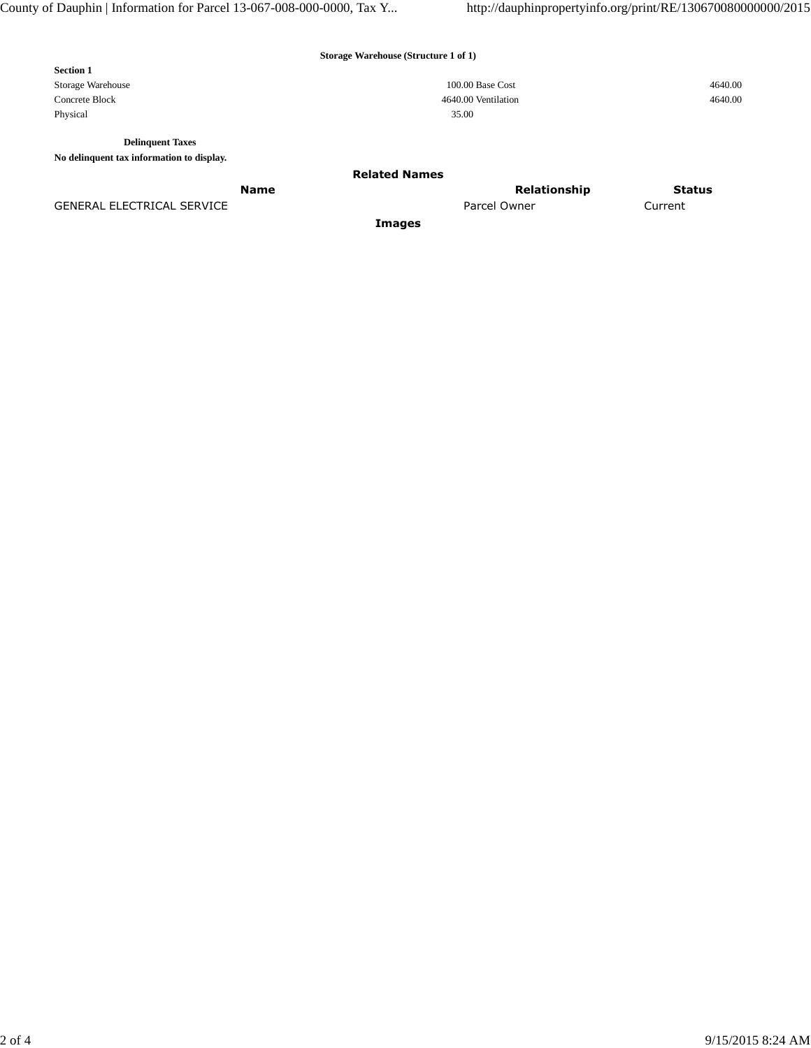### Storage Warehouse (Structure 1 of 1)

**Section 1**

| | | | |
|---|---|---|---|
| Storage Warehouse | 100.00 | Base Cost | 4640.00 |
| Concrete Block | 4640.00 | Ventilation | 4640.00 |
| Physical | 35.00 | | |

**Delinquent Taxes**

**No delinquent tax information to display.**

### Related Names

| Name | Relationship | Status |
|---|---|---|
| GENERAL ELECTRICAL SERVICE | Parcel Owner | Current |

### Images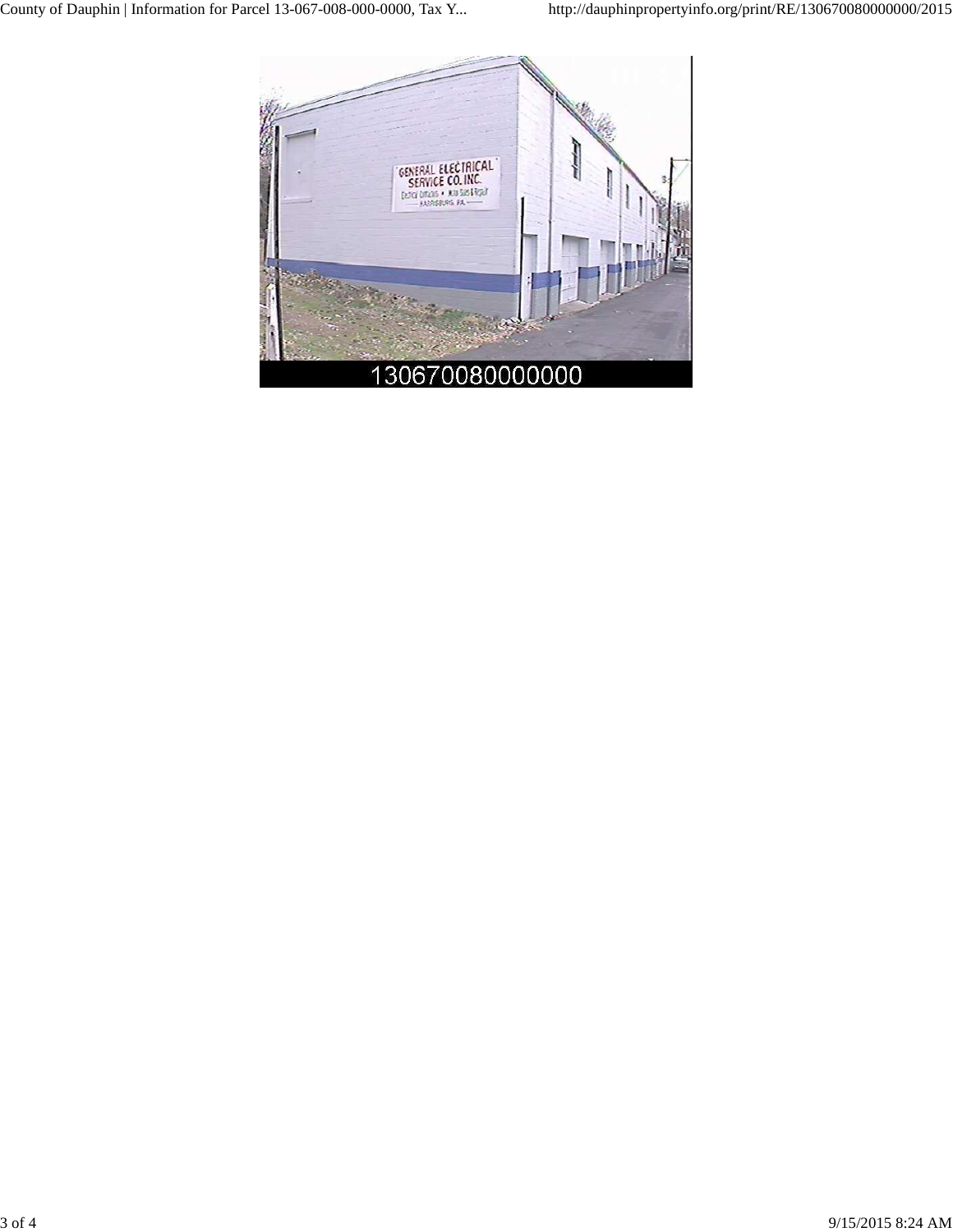130670080000000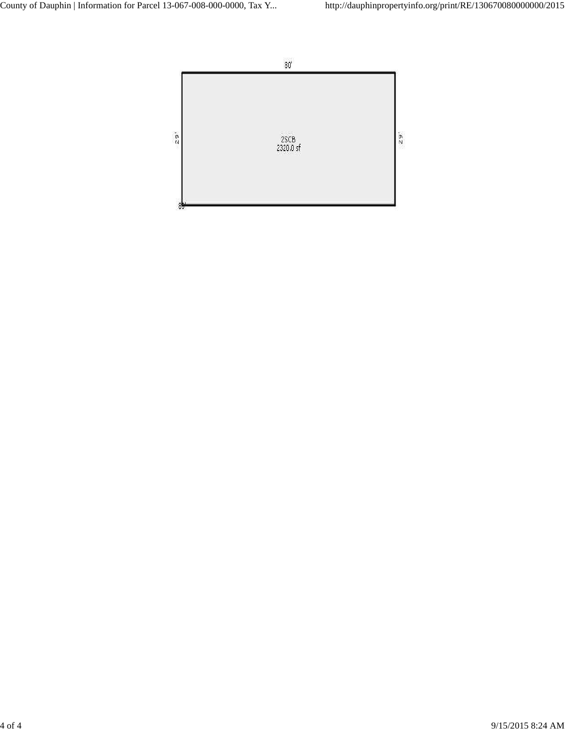80'

29'

2SCB
2320.0 sf

29'

80'